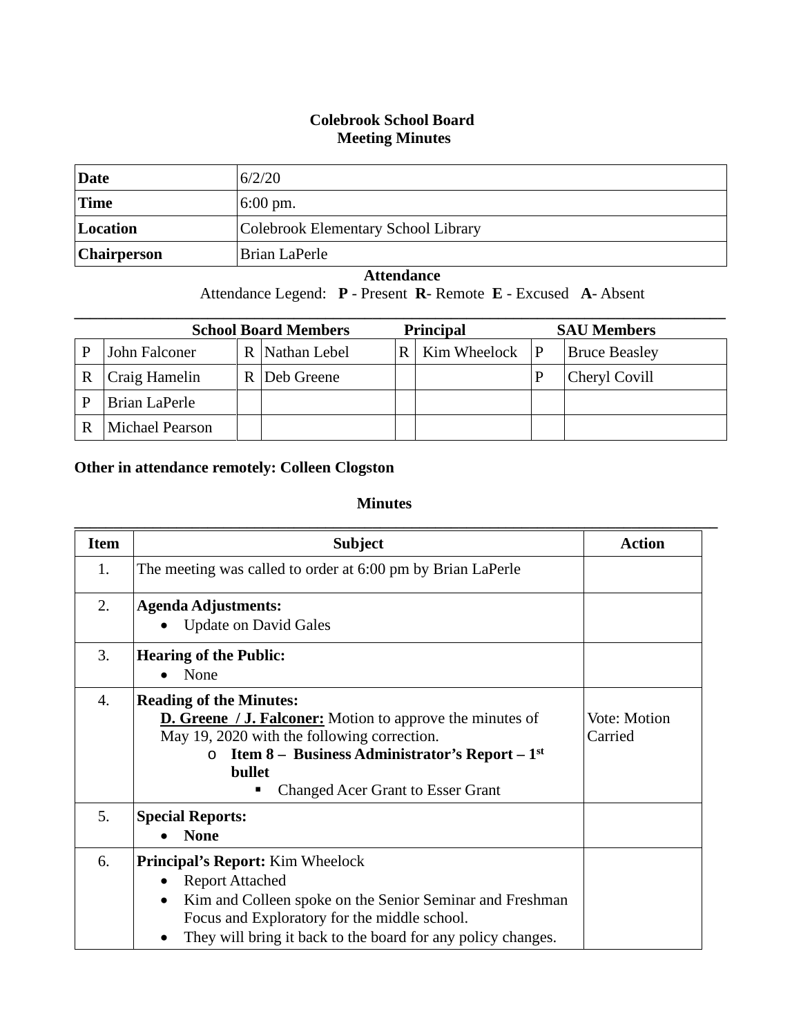# Colebrook School Board
## Meeting Minutes

| | |
|---|---|
| **Date** | 6/2/20 |
| **Time** | 6:00 pm. |
| **Location** | Colebrook Elementary School Library |
| **Chairperson** | Brian LaPerle |

**Attendance**

Attendance Legend: **P** - Present **R**- Remote **E** - Excused **A**- Absent

| **School Board Members** | | | | **Principal** | | **SAU Members** | |
|---|---|---|---|---|---|---|---|
| P | John Falconer | R | Nathan Lebel | R | Kim Wheelock | P | Bruce Beasley |
| R | Craig Hamelin | R | Deb Greene | | | P | Cheryl Covill |
| P | Brian LaPerle | | | | | | |
| R | Michael Pearson | | | | | | |

**Other in attendance remotely: Colleen Clogston**

**Minutes**

| Item | Subject | Action |
|---|---|---|
| 1. | The meeting was called to order at 6:00 pm by Brian LaPerle | |
| 2. | **Agenda Adjustments:**<br>• Update on David Gales | |
| 3. | **Hearing of the Public:**<br>• None | |
| 4. | **Reading of the Minutes:**<br>**D. Greene / J. Falconer:** Motion to approve the minutes of May 19, 2020 with the following correction.<br>o **Item 8 – Business Administrator's Report – 1st bullet**<br>▪ Changed Acer Grant to Esser Grant | Vote: Motion Carried |
| 5. | **Special Reports:**<br>• **None** | |
| 6. | **Principal's Report:** Kim Wheelock<br>• Report Attached<br>• Kim and Colleen spoke on the Senior Seminar and Freshman Focus and Exploratory for the middle school.<br>• They will bring it back to the board for any policy changes. | |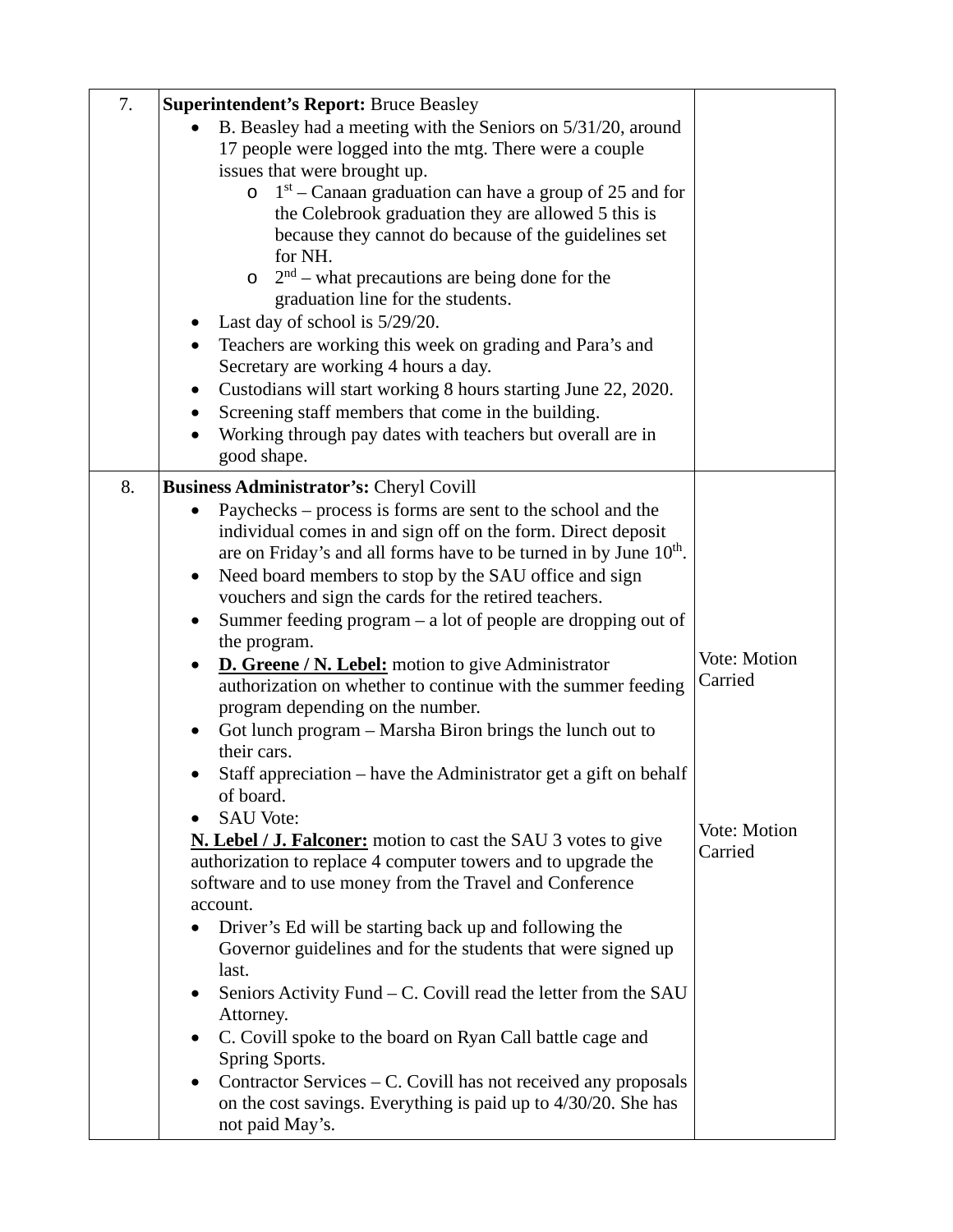| | | |
|---|---|---|
| 7. | **Superintendent's Report:** Bruce Beasley<br>• B. Beasley had a meeting with the Seniors on 5/31/20, around 17 people were logged into the mtg. There were a couple issues that were brought up.<br>&nbsp;&nbsp;&nbsp;&nbsp;o 1st – Canaan graduation can have a group of 25 and for the Colebrook graduation they are allowed 5 this is because they cannot do because of the guidelines set for NH.<br>&nbsp;&nbsp;&nbsp;&nbsp;o 2nd – what precautions are being done for the graduation line for the students.<br>• Last day of school is 5/29/20.<br>• Teachers are working this week on grading and Para's and Secretary are working 4 hours a day.<br>• Custodians will start working 8 hours starting June 22, 2020.<br>• Screening staff members that come in the building.<br>• Working through pay dates with teachers but overall are in good shape. | |
| 8. | **Business Administrator's:** Cheryl Covill<br>• Paychecks – process is forms are sent to the school and the individual comes in and sign off on the form. Direct deposit are on Friday's and all forms have to be turned in by June 10th.<br>• Need board members to stop by the SAU office and sign vouchers and sign the cards for the retired teachers.<br>• Summer feeding program – a lot of people are dropping out of the program.<br>• **D. Greene / N. Lebel:** motion to give Administrator authorization on whether to continue with the summer feeding program depending on the number.<br>• Got lunch program – Marsha Biron brings the lunch out to their cars.<br>• Staff appreciation – have the Administrator get a gift on behalf of board.<br>• SAU Vote:<br>**N. Lebel / J. Falconer:** motion to cast the SAU 3 votes to give authorization to replace 4 computer towers and to upgrade the software and to use money from the Travel and Conference account.<br>• Driver's Ed will be starting back up and following the Governor guidelines and for the students that were signed up last.<br>• Seniors Activity Fund – C. Covill read the letter from the SAU Attorney.<br>• C. Covill spoke to the board on Ryan Call battle cage and Spring Sports.<br>• Contractor Services – C. Covill has not received any proposals on the cost savings. Everything is paid up to 4/30/20. She has not paid May's. | Vote: Motion Carried<br><br>Vote: Motion Carried |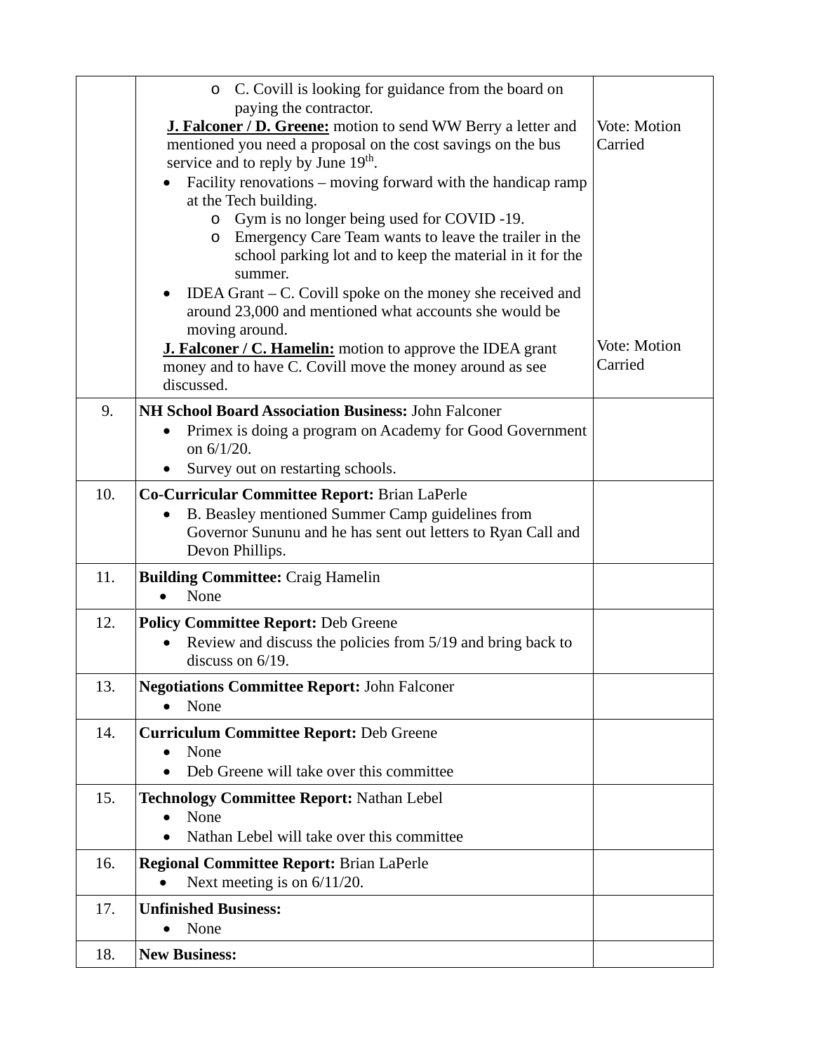| | | |
|---|---|---|
| | ◦ C. Covill is looking for guidance from the board on paying the contractor.<br>**J. Falconer / D. Greene:** motion to send WW Berry a letter and mentioned you need a proposal on the cost savings on the bus service and to reply by June 19th.<br>• Facility renovations – moving forward with the handicap ramp at the Tech building.<br>◦ Gym is no longer being used for COVID -19.<br>◦ Emergency Care Team wants to leave the trailer in the school parking lot and to keep the material in it for the summer.<br>• IDEA Grant – C. Covill spoke on the money she received and around 23,000 and mentioned what accounts she would be moving around.<br>**J. Falconer / C. Hamelin:** motion to approve the IDEA grant money and to have C. Covill move the money around as see discussed. | Vote: Motion Carried<br><br>Vote: Motion Carried |
| 9. | **NH School Board Association Business:** John Falconer<br>• Primex is doing a program on Academy for Good Government on 6/1/20.<br>• Survey out on restarting schools. | |
| 10. | **Co-Curricular Committee Report:** Brian LaPerle<br>• B. Beasley mentioned Summer Camp guidelines from Governor Sununu and he has sent out letters to Ryan Call and Devon Phillips. | |
| 11. | **Building Committee:** Craig Hamelin<br>• None | |
| 12. | **Policy Committee Report:** Deb Greene<br>• Review and discuss the policies from 5/19 and bring back to discuss on 6/19. | |
| 13. | **Negotiations Committee Report:** John Falconer<br>• None | |
| 14. | **Curriculum Committee Report:** Deb Greene<br>• None<br>• Deb Greene will take over this committee | |
| 15. | **Technology Committee Report:** Nathan Lebel<br>• None<br>• Nathan Lebel will take over this committee | |
| 16. | **Regional Committee Report:** Brian LaPerle<br>• Next meeting is on 6/11/20. | |
| 17. | **Unfinished Business:**<br>• None | |
| 18. | **New Business:** | |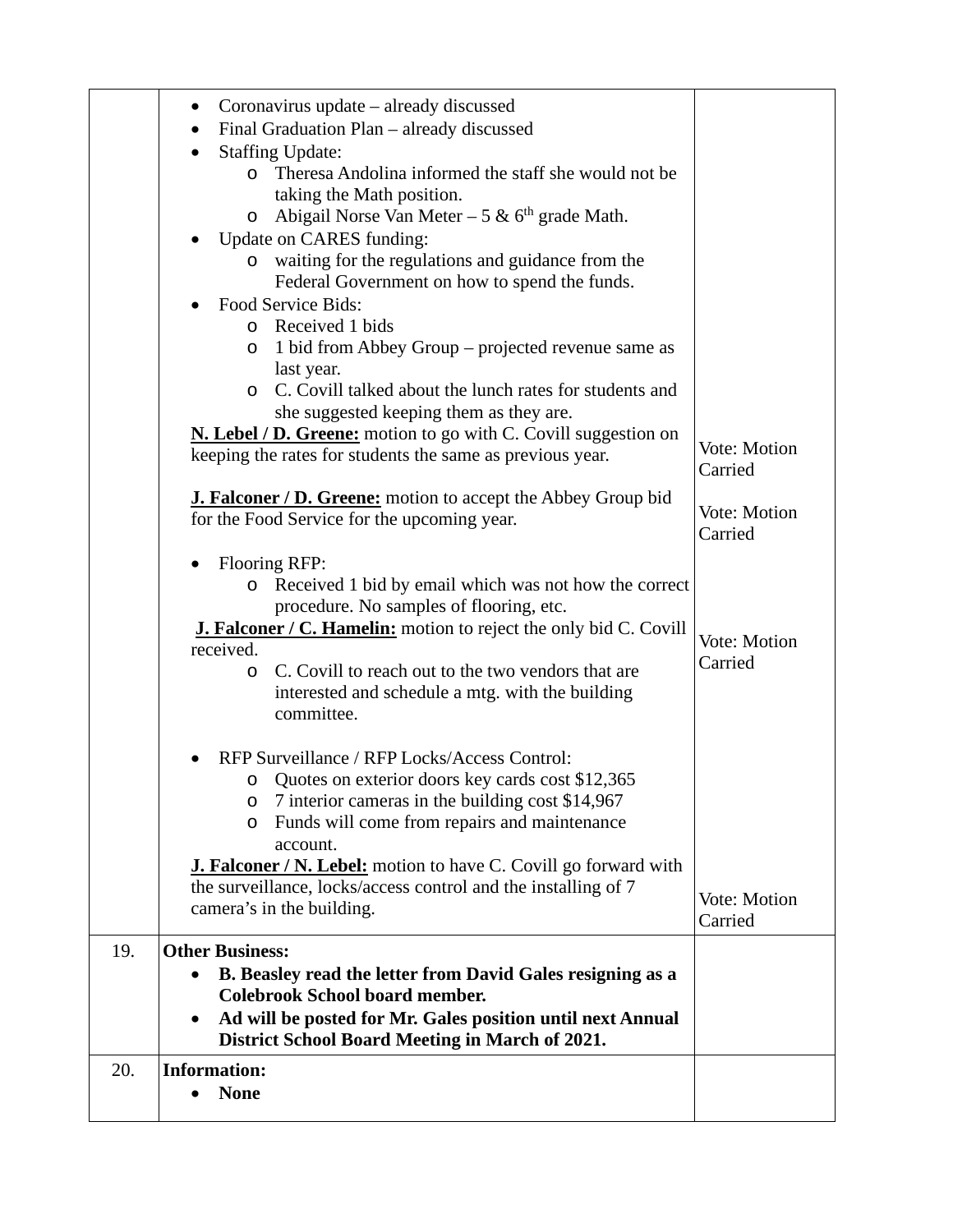| | | |
|---|---|---|
| | • Coronavirus update – already discussed<br>• Final Graduation Plan – already discussed<br>• Staffing Update:<br>  o Theresa Andolina informed the staff she would not be taking the Math position.<br>  o Abigail Norse Van Meter – 5 & $6^{th}$ grade Math.<br>• Update on CARES funding:<br>  o waiting for the regulations and guidance from the Federal Government on how to spend the funds.<br>• Food Service Bids:<br>  o Received 1 bids<br>  o 1 bid from Abbey Group – projected revenue same as last year.<br>  o C. Covill talked about the lunch rates for students and she suggested keeping them as they are.<br>**<u>N. Lebel / D. Greene:</u>** motion to go with C. Covill suggestion on keeping the rates for students the same as previous year.<br><br>**<u>J. Falconer / D. Greene:</u>** motion to accept the Abbey Group bid for the Food Service for the upcoming year.<br><br>• Flooring RFP:<br>  o Received 1 bid by email which was not how the correct procedure. No samples of flooring, etc.<br>**<u>J. Falconer / C. Hamelin:</u>** motion to reject the only bid C. Covill received.<br>  o C. Covill to reach out to the two vendors that are interested and schedule a mtg. with the building committee.<br><br>• RFP Surveillance / RFP Locks/Access Control:<br>  o Quotes on exterior doors key cards cost $12,365<br>  o 7 interior cameras in the building cost $14,967<br>  o Funds will come from repairs and maintenance account.<br>**<u>J. Falconer / N. Lebel:</u>** motion to have C. Covill go forward with the surveillance, locks/access control and the installing of 7 camera's in the building. | Vote: Motion Carried<br><br>Vote: Motion Carried<br><br>Vote: Motion Carried<br><br>Vote: Motion Carried |
| 19. | **Other Business:**<br>• **B. Beasley read the letter from David Gales resigning as a Colebrook School board member.**<br>• **Ad will be posted for Mr. Gales position until next Annual District School Board Meeting in March of 2021.** | |
| 20. | **Information:**<br>• **None** | |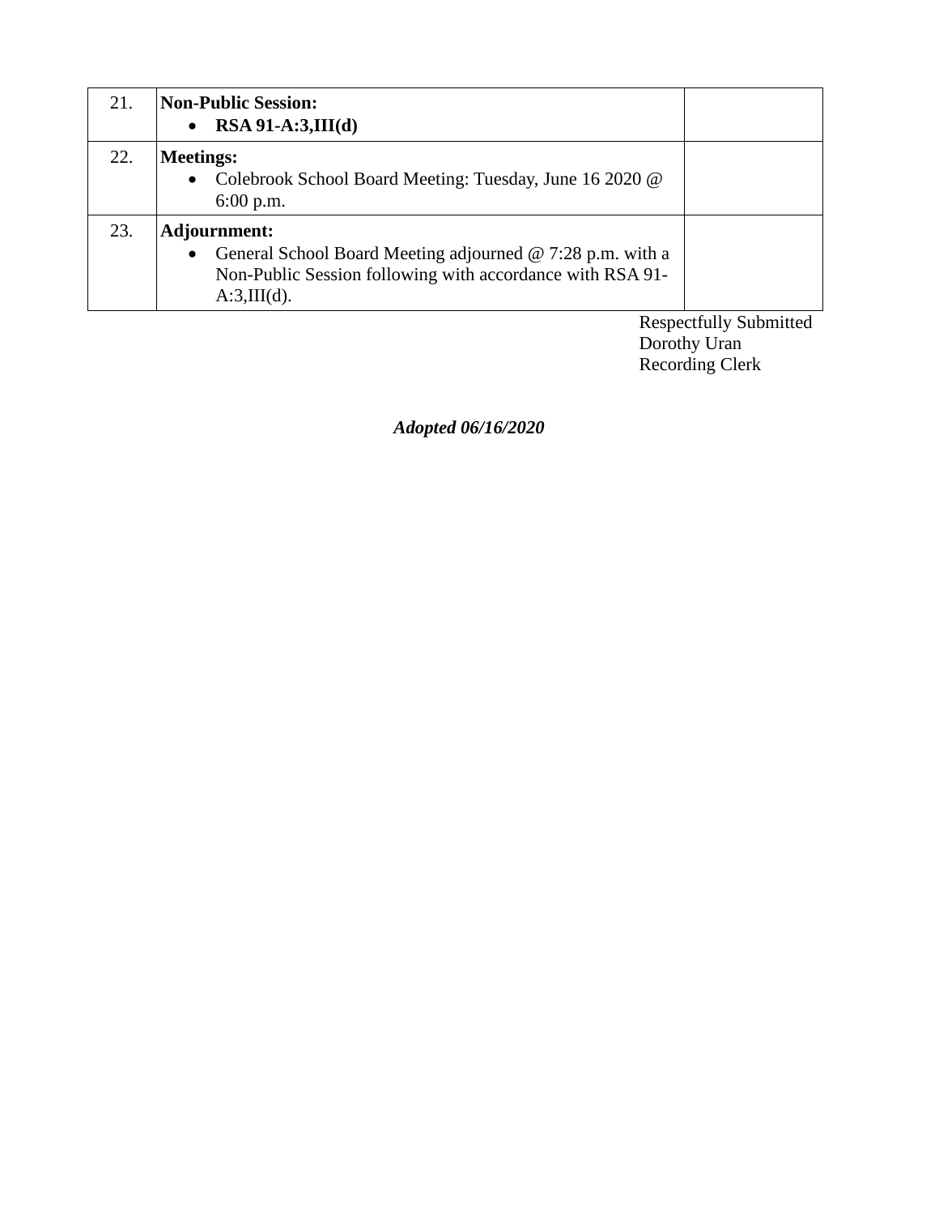| | | |
|---|---|---|
| 21. | **Non-Public Session:**<br>• **RSA 91-A:3,III(d)** | |
| 22. | **Meetings:**<br>• Colebrook School Board Meeting: Tuesday, June 16 2020 @ 6:00 p.m. | |
| 23. | **Adjournment:**<br>• General School Board Meeting adjourned @ 7:28 p.m. with a Non-Public Session following with accordance with RSA 91-A:3,III(d). | |

Respectfully Submitted
Dorothy Uran
Recording Clerk

***Adopted 06/16/2020***